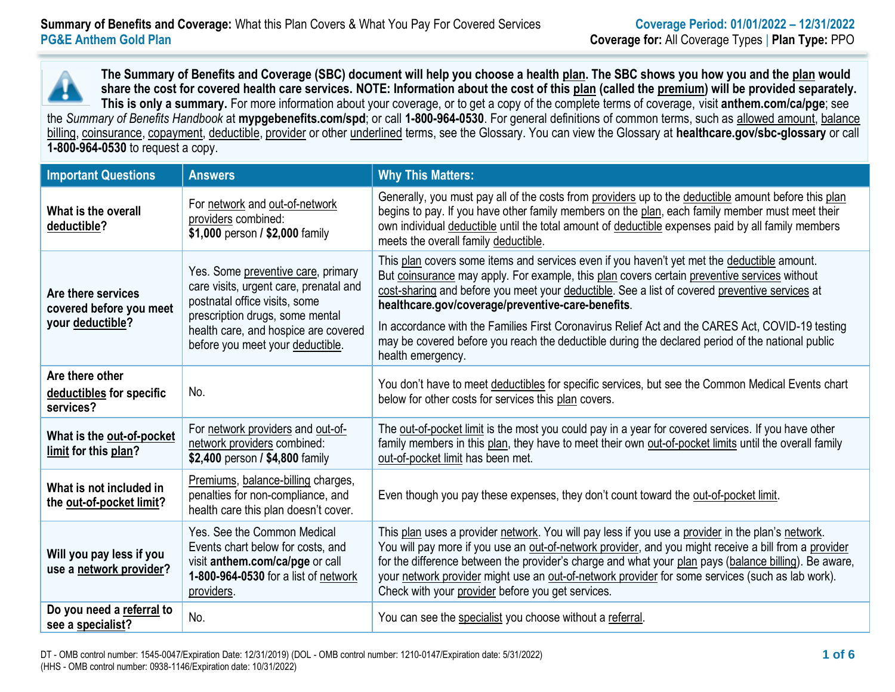**Summary of Benefits and Coverage:** What this Plan Covers & What You Pay For Covered Services
**PG&E Anthem Gold Plan**

**Coverage Period: 01/01/2022 – 12/31/2022**
**Coverage for:** All Coverage Types | **Plan Type:** PPO

**The Summary of Benefits and Coverage (SBC) document will help you choose a health plan. The SBC shows you how you and the plan would share the cost for covered health care services. NOTE: Information about the cost of this plan (called the premium) will be provided separately. This is only a summary.** For more information about your coverage, or to get a copy of the complete terms of coverage, visit **anthem.com/ca/pge**; see the *Summary of Benefits Handbook* at **mypgebenefits.com/spd**; or call **1-800-964-0530**. For general definitions of common terms, such as allowed amount, balance billing, coinsurance, copayment, deductible, provider or other underlined terms, see the Glossary. You can view the Glossary at **healthcare.gov/sbc-glossary** or call **1-800-964-0530** to request a copy.

| Important Questions | Answers | Why This Matters: |
| --- | --- | --- |
| **What is the overall deductible?** | For network and out-of-network providers combined: **$1,000** person / **$2,000** family | Generally, you must pay all of the costs from providers up to the deductible amount before this plan begins to pay. If you have other family members on the plan, each family member must meet their own individual deductible until the total amount of deductible expenses paid by all family members meets the overall family deductible. |
| **Are there services covered before you meet your deductible?** | Yes. Some preventive care, primary care visits, urgent care, prenatal and postnatal office visits, some prescription drugs, some mental health care, and hospice are covered before you meet your deductible. | This plan covers some items and services even if you haven't yet met the deductible amount. But coinsurance may apply. For example, this plan covers certain preventive services without cost-sharing and before you meet your deductible. See a list of covered preventive services at **healthcare.gov/coverage/preventive-care-benefits**.<br><br>In accordance with the Families First Coronavirus Relief Act and the CARES Act, COVID-19 testing may be covered before you reach the deductible during the declared period of the national public health emergency. |
| **Are there other deductibles for specific services?** | No. | You don't have to meet deductibles for specific services, but see the Common Medical Events chart below for other costs for services this plan covers. |
| **What is the out-of-pocket limit for this plan?** | For network providers and out-of-network providers combined: **$2,400** person / **$4,800** family | The out-of-pocket limit is the most you could pay in a year for covered services. If you have other family members in this plan, they have to meet their own out-of-pocket limits until the overall family out-of-pocket limit has been met. |
| **What is not included in the out-of-pocket limit?** | Premiums, balance-billing charges, penalties for non-compliance, and health care this plan doesn't cover. | Even though you pay these expenses, they don't count toward the out-of-pocket limit. |
| **Will you pay less if you use a network provider?** | Yes. See the Common Medical Events chart below for costs, and visit **anthem.com/ca/pge** or call **1-800-964-0530** for a list of network providers. | This plan uses a provider network. You will pay less if you use a provider in the plan's network. You will pay more if you use an out-of-network provider, and you might receive a bill from a provider for the difference between the provider's charge and what your plan pays (balance billing). Be aware, your network provider might use an out-of-network provider for some services (such as lab work). Check with your provider before you get services. |
| **Do you need a referral to see a specialist?** | No. | You can see the specialist you choose without a referral. |

DT - OMB control number: 1545-0047/Expiration Date: 12/31/2019) (DOL - OMB control number: 1210-0147/Expiration date: 5/31/2022)
(HHS - OMB control number: 0938-1146/Expiration date: 10/31/2022)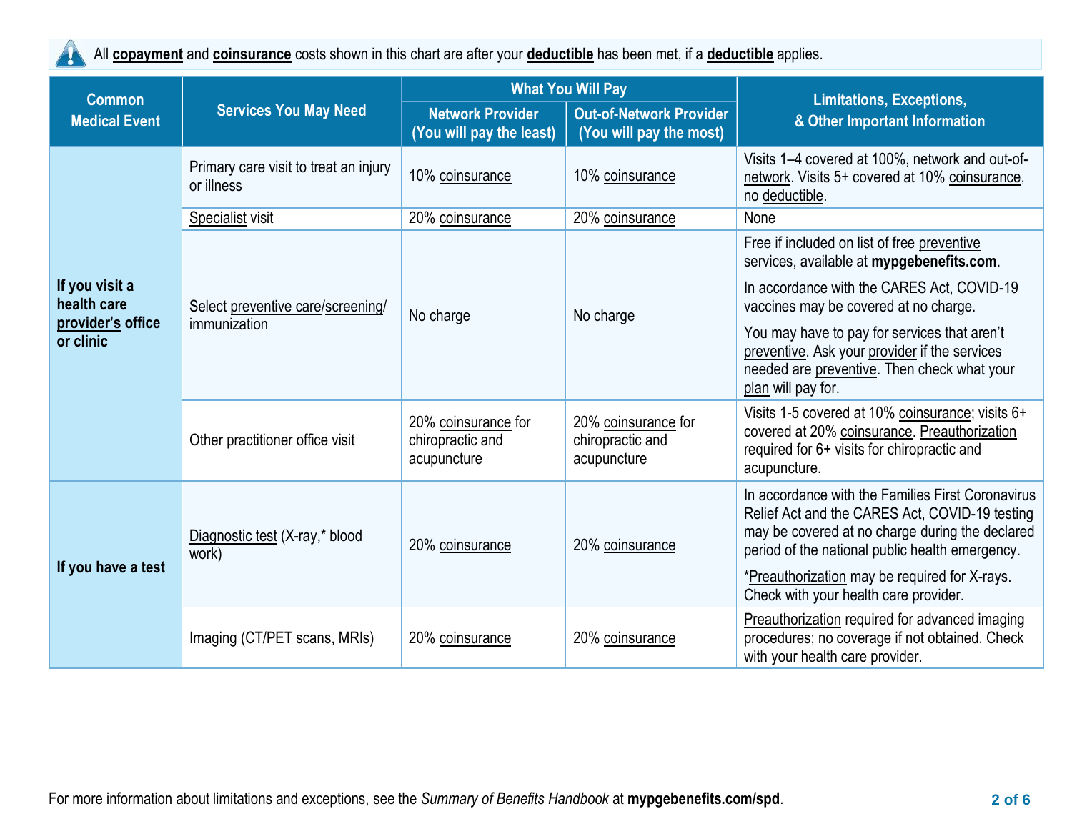All **copayment** and **coinsurance** costs shown in this chart are after your **deductible** has been met, if a **deductible** applies.

| Common Medical Event | Services You May Need | What You Will Pay | | Limitations, Exceptions, & Other Important Information |
|---|---|---|---|---|
| | | Network Provider (You will pay the least) | Out-of-Network Provider (You will pay the most) | |
| **If you visit a health care provider's office or clinic** | Primary care visit to treat an injury or illness | 10% coinsurance | 10% coinsurance | Visits 1–4 covered at 100%, network and out-of-network. Visits 5+ covered at 10% coinsurance, no deductible. |
| | Specialist visit | 20% coinsurance | 20% coinsurance | None |
| | Select preventive care/screening/ immunization | No charge | No charge | Free if included on list of free preventive services, available at **mypgebenefits.com**. In accordance with the CARES Act, COVID-19 vaccines may be covered at no charge. You may have to pay for services that aren't preventive. Ask your provider if the services needed are preventive. Then check what your plan will pay for. |
| | Other practitioner office visit | 20% coinsurance for chiropractic and acupuncture | 20% coinsurance for chiropractic and acupuncture | Visits 1-5 covered at 10% coinsurance; visits 6+ covered at 20% coinsurance. Preauthorization required for 6+ visits for chiropractic and acupuncture. |
| **If you have a test** | Diagnostic test (X-ray,* blood work) | 20% coinsurance | 20% coinsurance | In accordance with the Families First Coronavirus Relief Act and the CARES Act, COVID-19 testing may be covered at no charge during the declared period of the national public health emergency. *Preauthorization may be required for X-rays. Check with your health care provider. |
| | Imaging (CT/PET scans, MRIs) | 20% coinsurance | 20% coinsurance | Preauthorization required for advanced imaging procedures; no coverage if not obtained. Check with your health care provider. |

For more information about limitations and exceptions, see the *Summary of Benefits Handbook* at **mypgebenefits.com/spd**.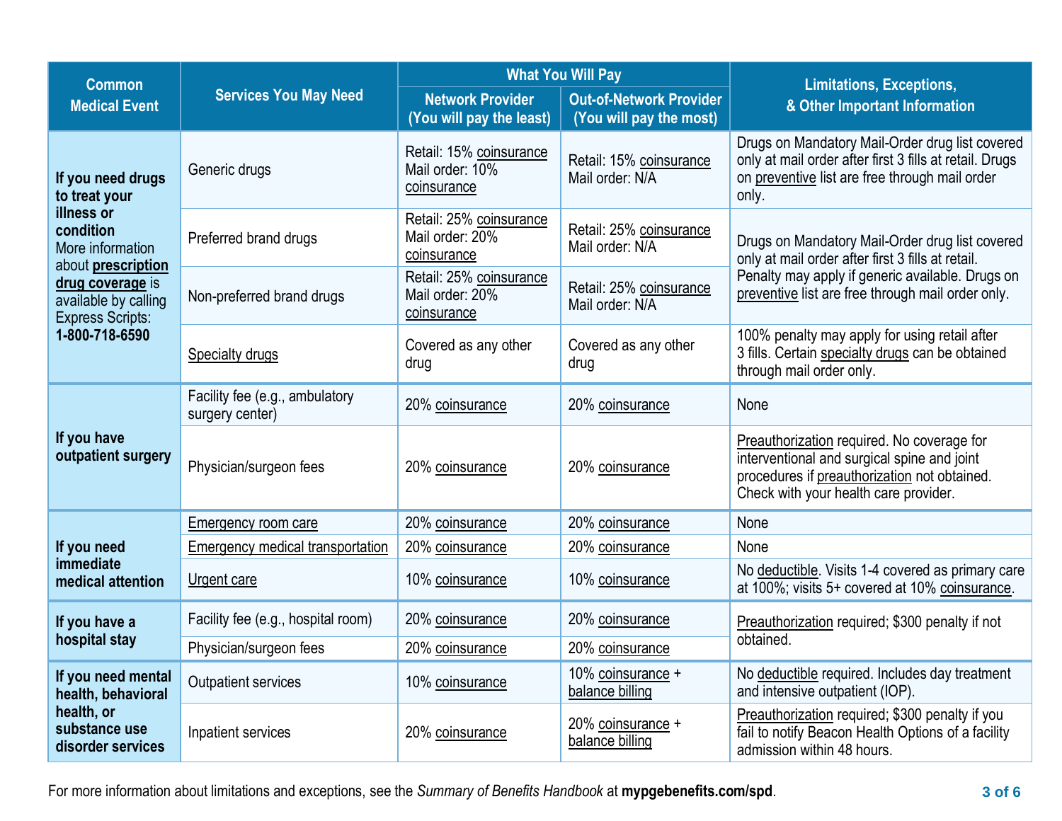| Common Medical Event | Services You May Need | What You Will Pay | | Limitations, Exceptions, & Other Important Information |
|---|---|---|---|---|
| | | Network Provider (You will pay the least) | Out-of-Network Provider (You will pay the most) | |
| **If you need drugs to treat your illness or condition** More information about **prescription drug coverage** is available by calling Express Scripts: **1-800-718-6590** | Generic drugs | Retail: 15% coinsurance Mail order: 10% coinsurance | Retail: 15% coinsurance Mail order: N/A | Drugs on Mandatory Mail-Order drug list covered only at mail order after first 3 fills at retail. Drugs on preventive list are free through mail order only. |
| | Preferred brand drugs | Retail: 25% coinsurance Mail order: 20% coinsurance | Retail: 25% coinsurance Mail order: N/A | Drugs on Mandatory Mail-Order drug list covered only at mail order after first 3 fills at retail. Penalty may apply if generic available. Drugs on preventive list are free through mail order only. |
| | Non-preferred brand drugs | Retail: 25% coinsurance Mail order: 20% coinsurance | Retail: 25% coinsurance Mail order: N/A | |
| | Specialty drugs | Covered as any other drug | Covered as any other drug | 100% penalty may apply for using retail after 3 fills. Certain specialty drugs can be obtained through mail order only. |
| **If you have outpatient surgery** | Facility fee (e.g., ambulatory surgery center) | 20% coinsurance | 20% coinsurance | None |
| | Physician/surgeon fees | 20% coinsurance | 20% coinsurance | Preauthorization required. No coverage for interventional and surgical spine and joint procedures if preauthorization not obtained. Check with your health care provider. |
| **If you need immediate medical attention** | Emergency room care | 20% coinsurance | 20% coinsurance | None |
| | Emergency medical transportation | 20% coinsurance | 20% coinsurance | None |
| | Urgent care | 10% coinsurance | 10% coinsurance | No deductible. Visits 1-4 covered as primary care at 100%; visits 5+ covered at 10% coinsurance. |
| **If you have a hospital stay** | Facility fee (e.g., hospital room) | 20% coinsurance | 20% coinsurance | Preauthorization required; $300 penalty if not obtained. |
| | Physician/surgeon fees | 20% coinsurance | 20% coinsurance | |
| **If you need mental health, behavioral health, or substance use disorder services** | Outpatient services | 10% coinsurance | 10% coinsurance + balance billing | No deductible required. Includes day treatment and intensive outpatient (IOP). |
| | Inpatient services | 20% coinsurance | 20% coinsurance + balance billing | Preauthorization required; $300 penalty if you fail to notify Beacon Health Options of a facility admission within 48 hours. |

For more information about limitations and exceptions, see the *Summary of Benefits Handbook* at **mypgebenefits.com/spd**.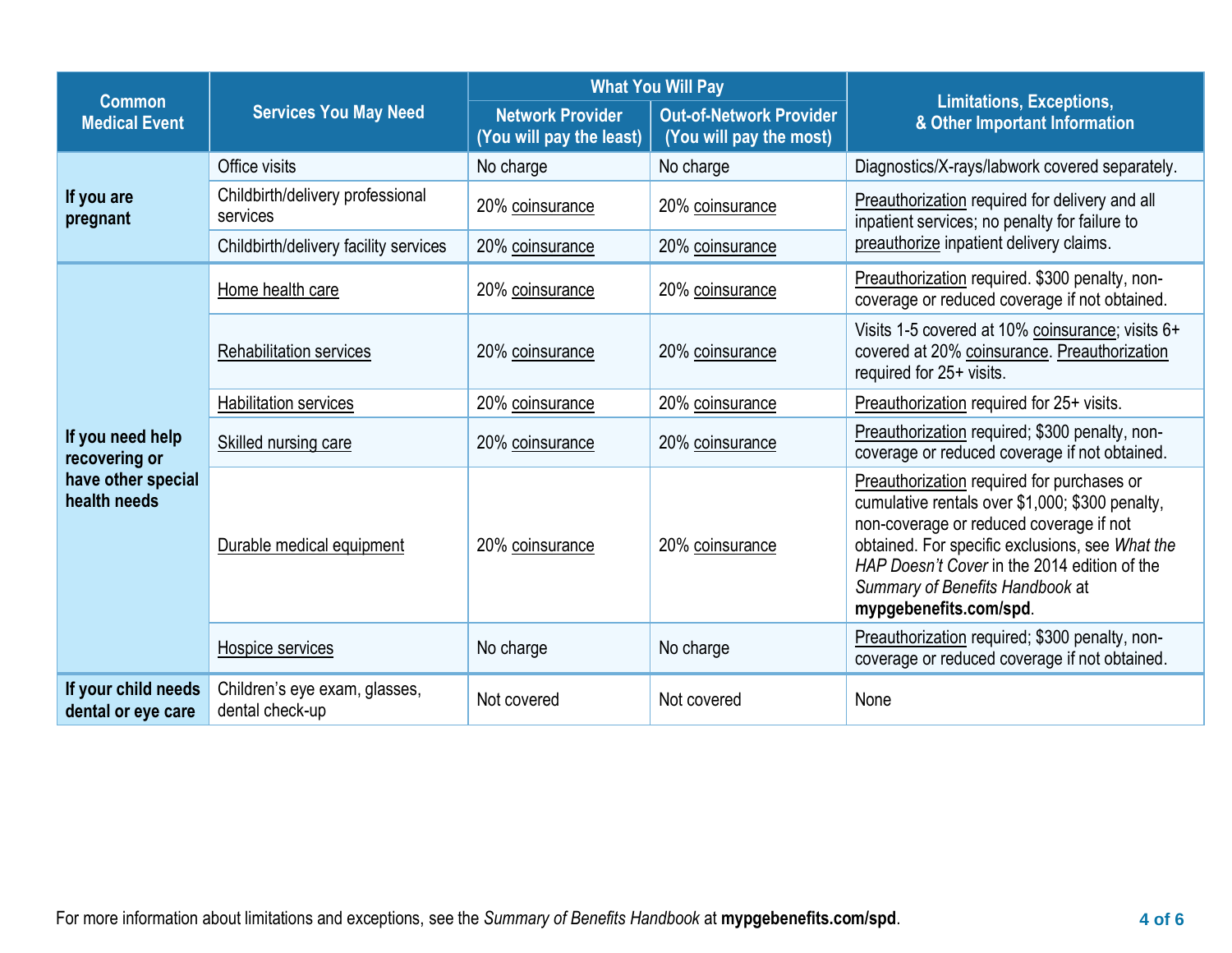| Common Medical Event | Services You May Need | What You Will Pay | | Limitations, Exceptions, & Other Important Information |
|---|---|---|---|---|
| | | Network Provider (You will pay the least) | Out-of-Network Provider (You will pay the most) | |
| **If you are pregnant** | Office visits | No charge | No charge | Diagnostics/X-rays/labwork covered separately. |
| | Childbirth/delivery professional services | 20% coinsurance | 20% coinsurance | Preauthorization required for delivery and all inpatient services; no penalty for failure to preauthorize inpatient delivery claims. |
| | Childbirth/delivery facility services | 20% coinsurance | 20% coinsurance | |
| **If you need help recovering or have other special health needs** | Home health care | 20% coinsurance | 20% coinsurance | Preauthorization required. $300 penalty, non-coverage or reduced coverage if not obtained. |
| | Rehabilitation services | 20% coinsurance | 20% coinsurance | Visits 1-5 covered at 10% coinsurance; visits 6+ covered at 20% coinsurance. Preauthorization required for 25+ visits. |
| | Habilitation services | 20% coinsurance | 20% coinsurance | Preauthorization required for 25+ visits. |
| | Skilled nursing care | 20% coinsurance | 20% coinsurance | Preauthorization required; $300 penalty, non-coverage or reduced coverage if not obtained. |
| | Durable medical equipment | 20% coinsurance | 20% coinsurance | Preauthorization required for purchases or cumulative rentals over $1,000; $300 penalty, non-coverage or reduced coverage if not obtained. For specific exclusions, see *What the HAP Doesn't Cover* in the 2014 edition of the *Summary of Benefits Handbook* at **mypgebenefits.com/spd**. |
| | Hospice services | No charge | No charge | Preauthorization required; $300 penalty, non-coverage or reduced coverage if not obtained. |
| **If your child needs dental or eye care** | Children's eye exam, glasses, dental check-up | Not covered | Not covered | None |

For more information about limitations and exceptions, see the *Summary of Benefits Handbook* at **mypgebenefits.com/spd**.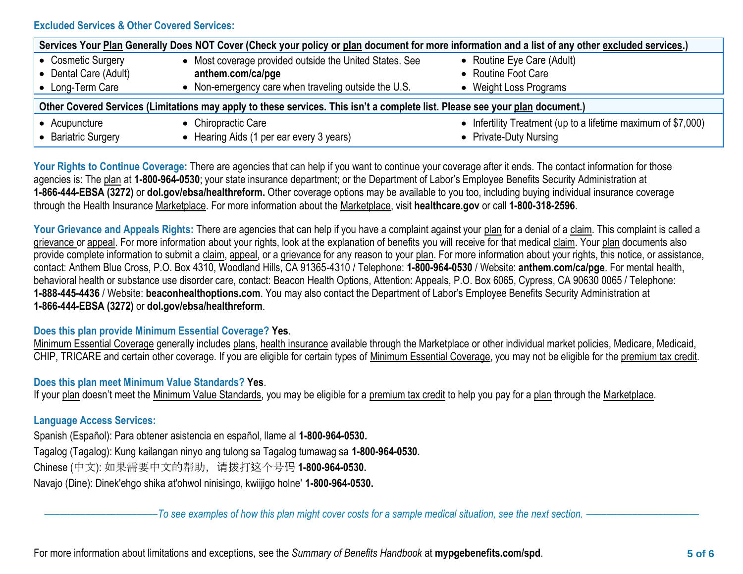### Excluded Services & Other Covered Services:

| Services Your Plan Generally Does NOT Cover (Check your policy or plan document for more information and a list of any other excluded services.) | | |
|---|---|---|
| • Cosmetic Surgery<br>• Dental Care (Adult)<br>• Long-Term Care | • Most coverage provided outside the United States. See **anthem.com/ca/pge**<br>• Non-emergency care when traveling outside the U.S. | • Routine Eye Care (Adult)<br>• Routine Foot Care<br>• Weight Loss Programs |

| Other Covered Services (Limitations may apply to these services. This isn't a complete list. Please see your plan document.) | | |
|---|---|---|
| • Acupuncture<br>• Bariatric Surgery | • Chiropractic Care<br>• Hearing Aids (1 per ear every 3 years) | • Infertility Treatment (up to a lifetime maximum of $7,000)<br>• Private-Duty Nursing |

**Your Rights to Continue Coverage:** There are agencies that can help if you want to continue your coverage after it ends. The contact information for those agencies is: The plan at **1-800-964-0530**; your state insurance department; or the Department of Labor's Employee Benefits Security Administration at **1-866-444-EBSA (3272)** or **dol.gov/ebsa/healthreform.** Other coverage options may be available to you too, including buying individual insurance coverage through the Health Insurance Marketplace. For more information about the Marketplace, visit **healthcare.gov** or call **1-800-318-2596**.

**Your Grievance and Appeals Rights:** There are agencies that can help if you have a complaint against your plan for a denial of a claim. This complaint is called a grievance or appeal. For more information about your rights, look at the explanation of benefits you will receive for that medical claim. Your plan documents also provide complete information to submit a claim, appeal, or a grievance for any reason to your plan. For more information about your rights, this notice, or assistance, contact: Anthem Blue Cross, P.O. Box 4310, Woodland Hills, CA 91365-4310 / Telephone: **1-800-964-0530** / Website: **anthem.com/ca/pge**. For mental health, behavioral health or substance use disorder care, contact: Beacon Health Options, Attention: Appeals, P.O. Box 6065, Cypress, CA 90630 0065 / Telephone: **1-888-445-4436** / Website: **beaconhealthoptions.com**. You may also contact the Department of Labor's Employee Benefits Security Administration at **1-866-444-EBSA (3272)** or **dol.gov/ebsa/healthreform**.

**Does this plan provide Minimum Essential Coverage? Yes**.
Minimum Essential Coverage generally includes plans, health insurance available through the Marketplace or other individual market policies, Medicare, Medicaid, CHIP, TRICARE and certain other coverage. If you are eligible for certain types of Minimum Essential Coverage, you may not be eligible for the premium tax credit.

**Does this plan meet Minimum Value Standards? Yes**.
If your plan doesn't meet the Minimum Value Standards, you may be eligible for a premium tax credit to help you pay for a plan through the Marketplace.

**Language Access Services:**

Spanish (Español): Para obtener asistencia en español, llame al **1-800-964-0530.**

Tagalog (Tagalog): Kung kailangan ninyo ang tulong sa Tagalog tumawag sa **1-800-964-0530.**

Chinese (中文): 如果需要中文的帮助，请拨打这个号码 **1-800-964-0530.**

Navajo (Dine): Dinek'ehgo shika at'ohwol ninisingo, kwiijigo holne' **1-800-964-0530.**

*——————————To see examples of how this plan might cover costs for a sample medical situation, see the next section. ——————————*

For more information about limitations and exceptions, see the *Summary of Benefits Handbook* at **mypgebenefits.com/spd**.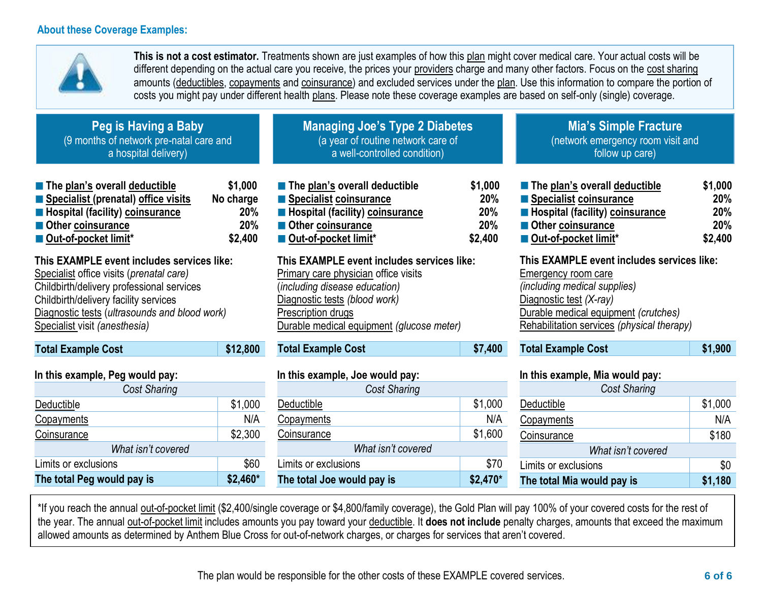## About these Coverage Examples:

**This is not a cost estimator.** Treatments shown are just examples of how this plan might cover medical care. Your actual costs will be different depending on the actual care you receive, the prices your providers charge and many other factors. Focus on the cost sharing amounts (deductibles, copayments and coinsurance) and excluded services under the plan. Use this information to compare the portion of costs you might pay under different health plans. Please note these coverage examples are based on self-only (single) coverage.

### Peg is Having a Baby
(9 months of network pre-natal care and a hospital delivery)

| | |
|---|---|
| **The plan's overall deductible** | **$1,000** |
| **Specialist (prenatal) office visits** | **No charge** |
| **Hospital (facility) coinsurance** | **20%** |
| **Other coinsurance** | **20%** |
| **Out-of-pocket limit*** | **$2,400** |

**This EXAMPLE event includes services like:**
Specialist office visits (*prenatal care)*
Childbirth/delivery professional services
Childbirth/delivery facility services
Diagnostic tests (*ultrasounds and blood work)*
Specialist visit *(anesthesia)*

| **Total Example Cost** | **$12,800** |
|---|---|

**In this example, Peg would pay:**

| *Cost Sharing* | |
|---|---|
| Deductible | $1,000 |
| Copayments | N/A |
| Coinsurance | $2,300 |
| *What isn't covered* | |
| Limits or exclusions | $60 |
| **The total Peg would pay is** | **$2,460*** |

### Managing Joe's Type 2 Diabetes
(a year of routine network care of a well-controlled condition)

| | |
|---|---|
| **The plan's overall deductible** | **$1,000** |
| **Specialist coinsurance** | **20%** |
| **Hospital (facility) coinsurance** | **20%** |
| **Other coinsurance** | **20%** |
| **Out-of-pocket limit*** | **$2,400** |

**This EXAMPLE event includes services like:**
Primary care physician office visits
(*including disease education)*
Diagnostic tests *(blood work)*
Prescription drugs
Durable medical equipment *(glucose meter)*

| **Total Example Cost** | **$7,400** |
|---|---|

**In this example, Joe would pay:**

| *Cost Sharing* | |
|---|---|
| Deductible | $1,000 |
| Copayments | N/A |
| Coinsurance | $1,600 |
| *What isn't covered* | |
| Limits or exclusions | $70 |
| **The total Joe would pay is** | **$2,470*** |

### Mia's Simple Fracture
(network emergency room visit and follow up care)

| | |
|---|---|
| **The plan's overall deductible** | **$1,000** |
| **Specialist coinsurance** | **20%** |
| **Hospital (facility) coinsurance** | **20%** |
| **Other coinsurance** | **20%** |
| **Out-of-pocket limit*** | **$2,400** |

**This EXAMPLE event includes services like:**
Emergency room care
*(including medical supplies)*
Diagnostic test *(X-ray)*
Durable medical equipment *(crutches)*
Rehabilitation services *(physical therapy)*

| **Total Example Cost** | **$1,900** |
|---|---|

**In this example, Mia would pay:**

| *Cost Sharing* | |
|---|---|
| Deductible | $1,000 |
| Copayments | N/A |
| Coinsurance | $180 |
| *What isn't covered* | |
| Limits or exclusions | $0 |
| **The total Mia would pay is** | **$1,180** |

*If you reach the annual out-of-pocket limit ($2,400/single coverage or $4,800/family coverage), the Gold Plan will pay 100% of your covered costs for the rest of the year. The annual out-of-pocket limit includes amounts you pay toward your deductible. It **does not include** penalty charges, amounts that exceed the maximum allowed amounts as determined by Anthem Blue Cross for out-of-network charges, or charges for services that aren't covered.

The plan would be responsible for the other costs of these EXAMPLE covered services.